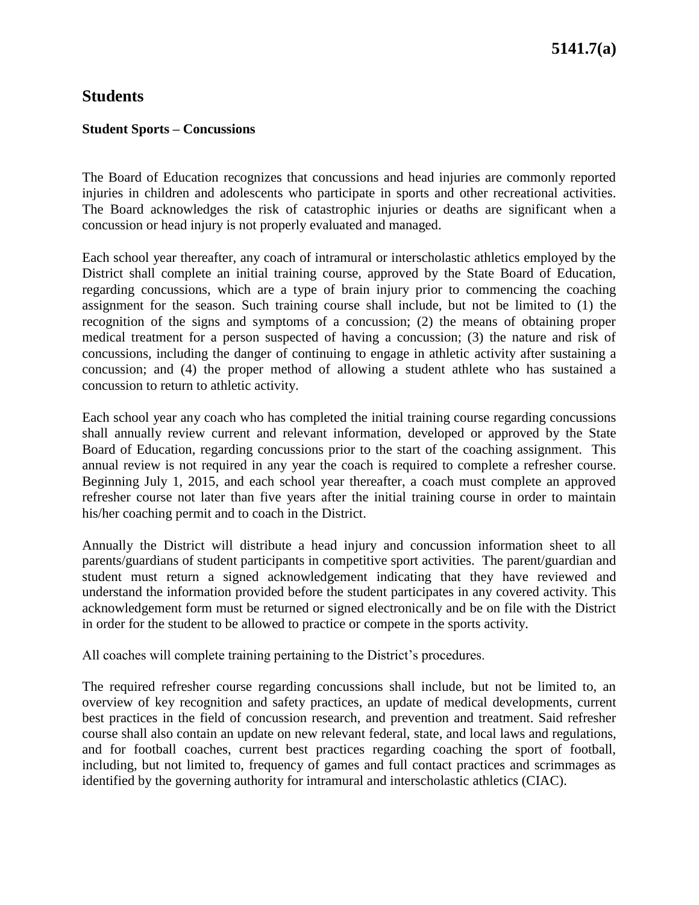# 5141.7(a)

## Students

### Student Sports – Concussions

The Board of Education recognizes that concussions and head injuries are commonly reported injuries in children and adolescents who participate in sports and other recreational activities. The Board acknowledges the risk of catastrophic injuries or deaths are significant when a concussion or head injury is not properly evaluated and managed.

Each school year thereafter, any coach of intramural or interscholastic athletics employed by the District shall complete an initial training course, approved by the State Board of Education, regarding concussions, which are a type of brain injury prior to commencing the coaching assignment for the season. Such training course shall include, but not be limited to (1) the recognition of the signs and symptoms of a concussion; (2) the means of obtaining proper medical treatment for a person suspected of having a concussion; (3) the nature and risk of concussions, including the danger of continuing to engage in athletic activity after sustaining a concussion; and (4) the proper method of allowing a student athlete who has sustained a concussion to return to athletic activity.

Each school year any coach who has completed the initial training course regarding concussions shall annually review current and relevant information, developed or approved by the State Board of Education, regarding concussions prior to the start of the coaching assignment. This annual review is not required in any year the coach is required to complete a refresher course. Beginning July 1, 2015, and each school year thereafter, a coach must complete an approved refresher course not later than five years after the initial training course in order to maintain his/her coaching permit and to coach in the District.

Annually the District will distribute a head injury and concussion information sheet to all parents/guardians of student participants in competitive sport activities. The parent/guardian and student must return a signed acknowledgement indicating that they have reviewed and understand the information provided before the student participates in any covered activity. This acknowledgement form must be returned or signed electronically and be on file with the District in order for the student to be allowed to practice or compete in the sports activity.

All coaches will complete training pertaining to the District's procedures.

The required refresher course regarding concussions shall include, but not be limited to, an overview of key recognition and safety practices, an update of medical developments, current best practices in the field of concussion research, and prevention and treatment. Said refresher course shall also contain an update on new relevant federal, state, and local laws and regulations, and for football coaches, current best practices regarding coaching the sport of football, including, but not limited to, frequency of games and full contact practices and scrimmages as identified by the governing authority for intramural and interscholastic athletics (CIAC).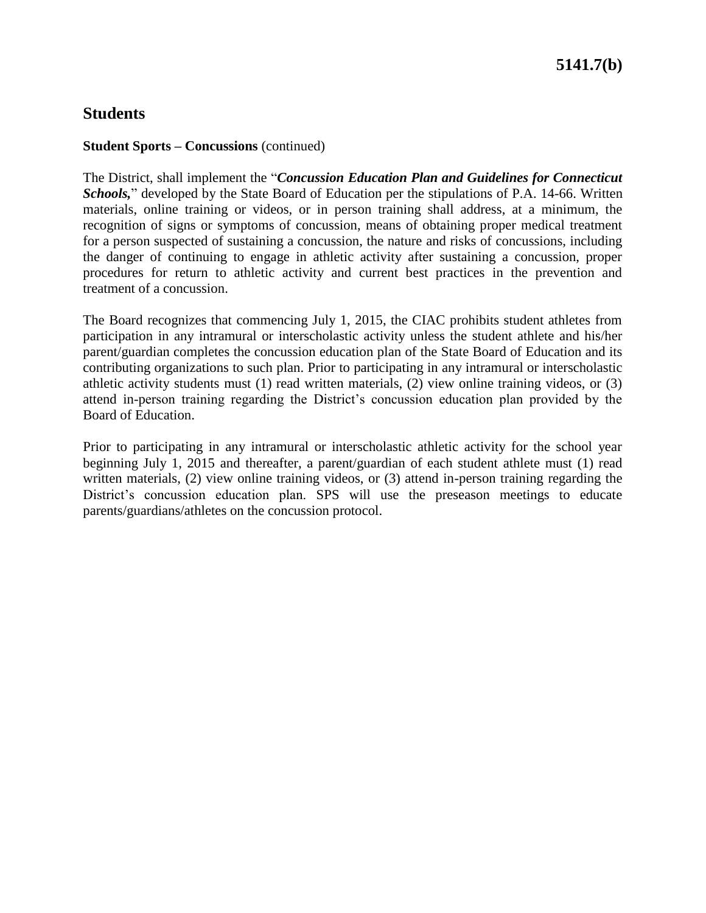## Students

**Student Sports – Concussions** (continued)

The District, shall implement the "***Concussion Education Plan and Guidelines for Connecticut Schools,***" developed by the State Board of Education per the stipulations of P.A. 14-66. Written materials, online training or videos, or in person training shall address, at a minimum, the recognition of signs or symptoms of concussion, means of obtaining proper medical treatment for a person suspected of sustaining a concussion, the nature and risks of concussions, including the danger of continuing to engage in athletic activity after sustaining a concussion, proper procedures for return to athletic activity and current best practices in the prevention and treatment of a concussion.

The Board recognizes that commencing July 1, 2015, the CIAC prohibits student athletes from participation in any intramural or interscholastic activity unless the student athlete and his/her parent/guardian completes the concussion education plan of the State Board of Education and its contributing organizations to such plan. Prior to participating in any intramural or interscholastic athletic activity students must (1) read written materials, (2) view online training videos, or (3) attend in-person training regarding the District's concussion education plan provided by the Board of Education.

Prior to participating in any intramural or interscholastic athletic activity for the school year beginning July 1, 2015 and thereafter, a parent/guardian of each student athlete must (1) read written materials, (2) view online training videos, or (3) attend in-person training regarding the District's concussion education plan. SPS will use the preseason meetings to educate parents/guardians/athletes on the concussion protocol.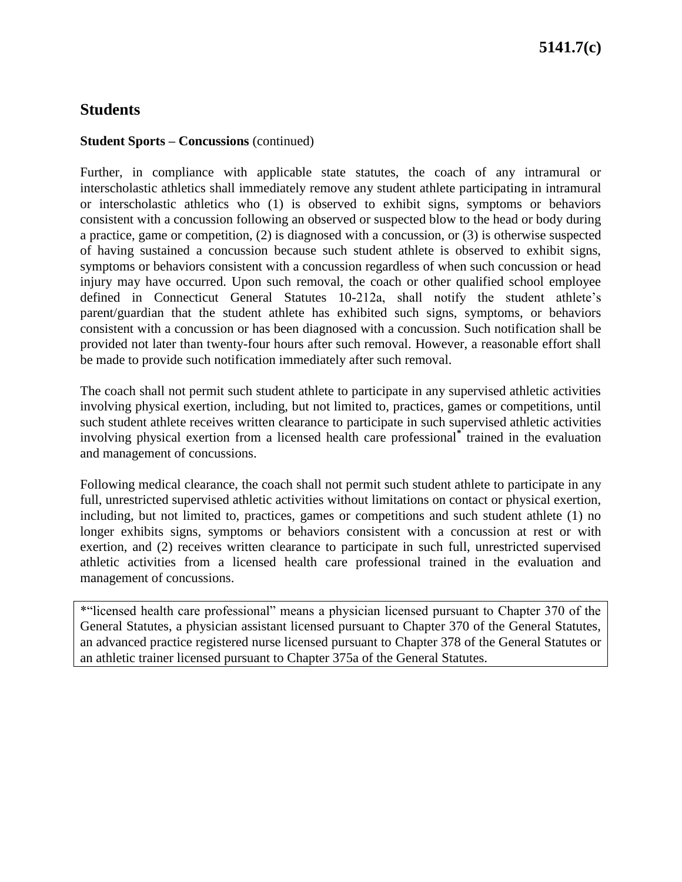## Students

**Student Sports – Concussions** (continued)

Further, in compliance with applicable state statutes, the coach of any intramural or interscholastic athletics shall immediately remove any student athlete participating in intramural or interscholastic athletics who (1) is observed to exhibit signs, symptoms or behaviors consistent with a concussion following an observed or suspected blow to the head or body during a practice, game or competition, (2) is diagnosed with a concussion, or (3) is otherwise suspected of having sustained a concussion because such student athlete is observed to exhibit signs, symptoms or behaviors consistent with a concussion regardless of when such concussion or head injury may have occurred. Upon such removal, the coach or other qualified school employee defined in Connecticut General Statutes 10-212a, shall notify the student athlete's parent/guardian that the student athlete has exhibited such signs, symptoms, or behaviors consistent with a concussion or has been diagnosed with a concussion. Such notification shall be provided not later than twenty-four hours after such removal. However, a reasonable effort shall be made to provide such notification immediately after such removal.

The coach shall not permit such student athlete to participate in any supervised athletic activities involving physical exertion, including, but not limited to, practices, games or competitions, until such student athlete receives written clearance to participate in such supervised athletic activities involving physical exertion from a licensed health care professional* trained in the evaluation and management of concussions.

Following medical clearance, the coach shall not permit such student athlete to participate in any full, unrestricted supervised athletic activities without limitations on contact or physical exertion, including, but not limited to, practices, games or competitions and such student athlete (1) no longer exhibits signs, symptoms or behaviors consistent with a concussion at rest or with exertion, and (2) receives written clearance to participate in such full, unrestricted supervised athletic activities from a licensed health care professional trained in the evaluation and management of concussions.

*"licensed health care professional" means a physician licensed pursuant to Chapter 370 of the General Statutes, a physician assistant licensed pursuant to Chapter 370 of the General Statutes, an advanced practice registered nurse licensed pursuant to Chapter 378 of the General Statutes or an athletic trainer licensed pursuant to Chapter 375a of the General Statutes.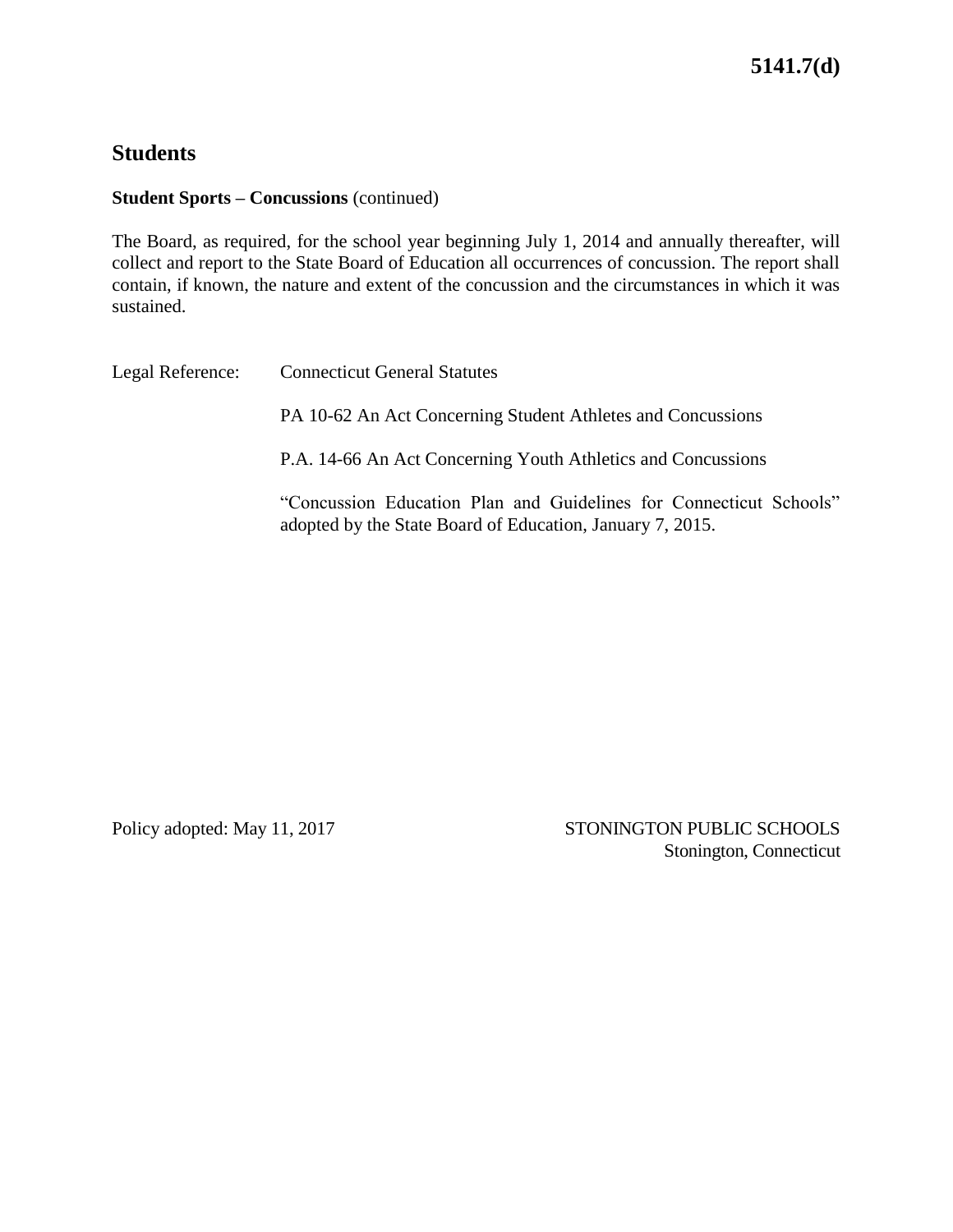## Students

**Student Sports – Concussions** (continued)

The Board, as required, for the school year beginning July 1, 2014 and annually thereafter, will collect and report to the State Board of Education all occurrences of concussion. The report shall contain, if known, the nature and extent of the concussion and the circumstances in which it was sustained.

Legal Reference: Connecticut General Statutes

PA 10-62 An Act Concerning Student Athletes and Concussions

P.A. 14-66 An Act Concerning Youth Athletics and Concussions

"Concussion Education Plan and Guidelines for Connecticut Schools" adopted by the State Board of Education, January 7, 2015.

Policy adopted: May 11, 2017

STONINGTON PUBLIC SCHOOLS
Stonington, Connecticut